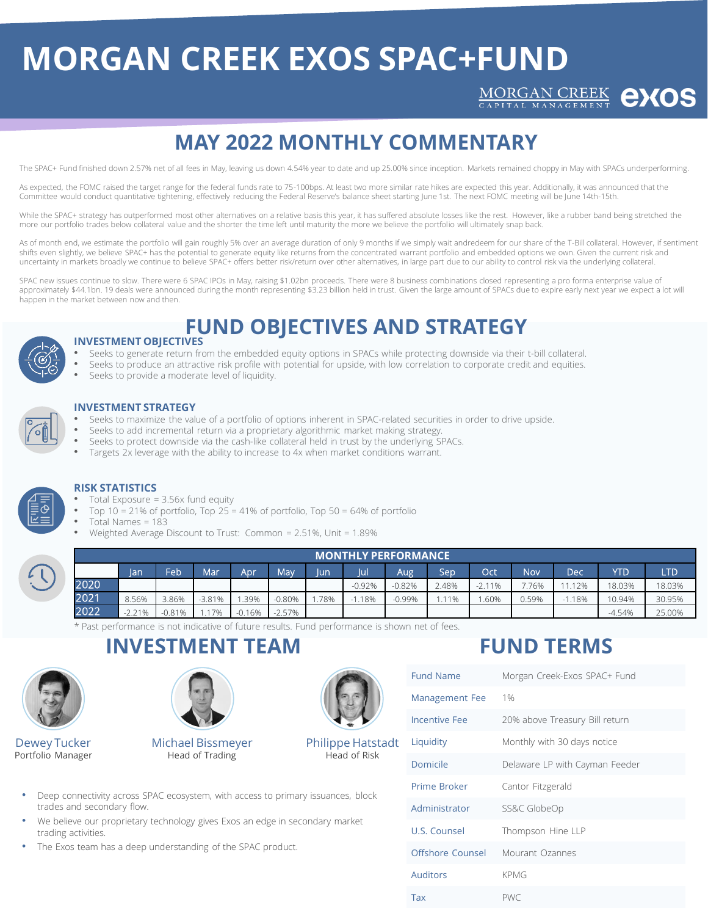# MORGAN CREEK EXOS SPAC+FUND

MORGAN CREEK CAPITAL MANAGEMENT exos

## MAY 2022 MONTHLY COMMENTARY

The SPAC+ Fund finished down 2.57% net of all fees in May, leaving us down 4.54% year to date and up 25.00% since inception. Markets remained choppy in May with SPACs underperforming.

As expected, the FOMC raised the target range for the federal funds rate to 75-100bps. At least two more similar rate hikes are expected this year. Additionally, it was announced that the Committee would conduct quantitative tightening, effectively reducing the Federal Reserve's balance sheet starting June 1st. The next FOMC meeting will be June 14th-15th.

While the SPAC+ strategy has outperformed most other alternatives on a relative basis this year, it has suffered absolute losses like the rest. However, like a rubber band being stretched the more our portfolio trades below collateral value and the shorter the time left until maturity the more we believe the portfolio will ultimately snap back.

As of month end, we estimate the portfolio will gain roughly 5% over an average duration of only 9 months if we simply wait andredeem for our share of the T-Bill collateral. However, if sentiment shifts even slightly, we believe SPAC+ has the potential to generate equity like returns from the concentrated warrant portfolio and embedded options we own. Given the current risk and uncertainty in markets broadly we continue to believe SPAC+ offers better risk/return over other alternatives, in large part due to our ability to control risk via the underlying collateral.

SPAC new issues continue to slow. There were 6 SPAC IPOs in May, raising $1.02bn proceeds. There were 8 business combinations closed representing a pro forma enterprise value of approximately $44.1bn. 19 deals were announced during the month representing $3.23 billion held in trust. Given the large amount of SPACs due to expire early next year we expect a lot will happen in the market between now and then.

## FUND OBJECTIVES AND STRATEGY

### INVESTMENT OBJECTIVES

- Seeks to generate return from the embedded equity options in SPACs while protecting downside via their t-bill collateral.
- Seeks to produce an attractive risk profile with potential for upside, with low correlation to corporate credit and equities.
- Seeks to provide a moderate level of liquidity.

### INVESTMENT STRATEGY

- Seeks to maximize the value of a portfolio of options inherent in SPAC-related securities in order to drive upside.
- Seeks to add incremental return via a proprietary algorithmic market making strategy.
- Seeks to protect downside via the cash-like collateral held in trust by the underlying SPACs.
- Targets 2x leverage with the ability to increase to 4x when market conditions warrant.

### RISK STATISTICS

- Total Exposure = 3.56x fund equity
- Top 10 = 21% of portfolio, Top 25 = 41% of portfolio, Top 50 = 64% of portfolio
- Total Names = 183
- Weighted Average Discount to Trust: Common = 2.51%, Unit = 1.89%

### MONTHLY PERFORMANCE

| | Jan | Feb | Mar | Apr | May | Jun | Jul | Aug | Sep | Oct | Nov | Dec | YTD | LTD |
|---|---|---|---|---|---|---|---|---|---|---|---|---|---|---|
| 2020 | | | | | | | -0.92% | -0.82% | 2.48% | -2.11% | 7.76% | 11.12% | 18.03% | 18.03% |
| 2021 | 8.56% | 3.86% | -3.81% | 1.39% | -0.80% | 1.78% | -1.18% | -0.99% | 1.11% | 1.60% | 0.59% | -1.18% | 10.94% | 30.95% |
| 2022 | -2.21% | -0.81% | 1.17% | -0.16% | -2.57% | | | | | | | | -4.54% | 25.00% |

* Past performance is not indicative of future results. Fund performance is shown net of fees.

## INVESTMENT TEAM

**Dewey Tucker**
Portfolio Manager

**Michael Bissmeyer**
Head of Trading

**Philippe Hatstadt**
Head of Risk

- Deep connectivity across SPAC ecosystem, with access to primary issuances, block trades and secondary flow.
- We believe our proprietary technology gives Exos an edge in secondary market trading activities.
- The Exos team has a deep understanding of the SPAC product.

## FUND TERMS

| | |
|---|---|
| Fund Name | Morgan Creek-Exos SPAC+ Fund |
| Management Fee | 1% |
| Incentive Fee | 20% above Treasury Bill return |
| Liquidity | Monthly with 30 days notice |
| Domicile | Delaware LP with Cayman Feeder |
| Prime Broker | Cantor Fitzgerald |
| Administrator | SS&C GlobeOp |
| U.S. Counsel | Thompson Hine LLP |
| Offshore Counsel | Mourant Ozannes |
| Auditors | KPMG |
| Tax | PWC |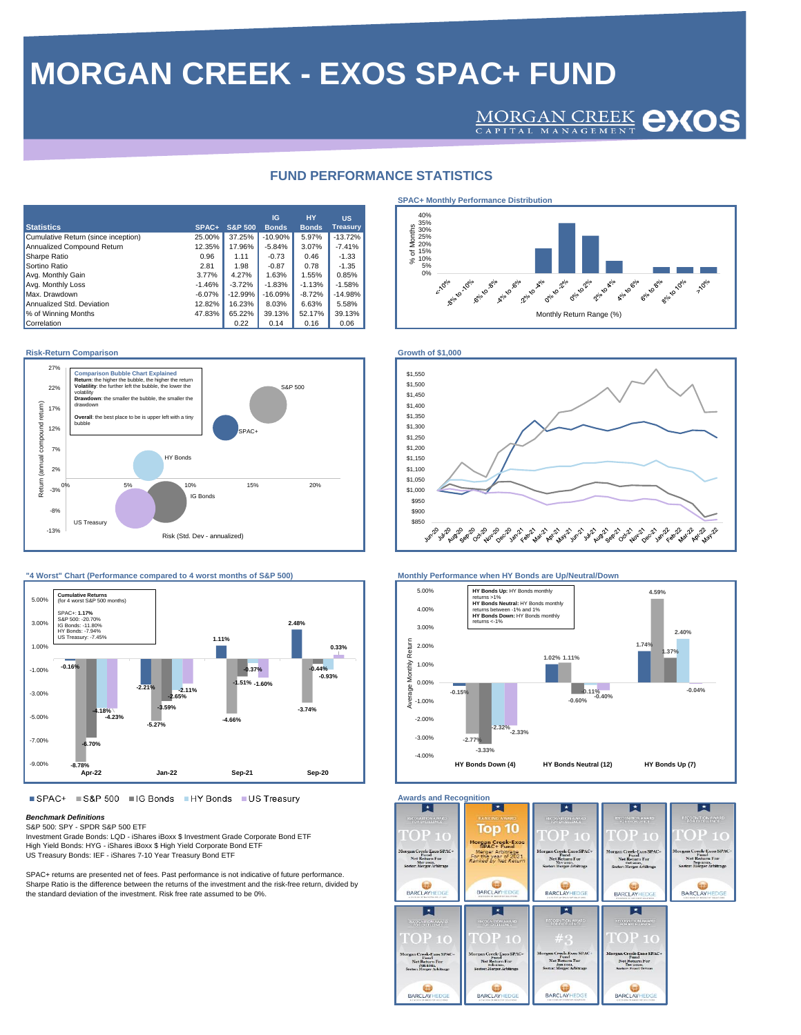# MORGAN CREEK - EXOS SPAC+ FUND

## FUND PERFORMANCE STATISTICS

| Statistics | SPAC+ | S&P 500 | IG Bonds | HY Bonds | US Treasury |
|---|---|---|---|---|---|
| Cumulative Return (since inception) | 25.00% | 37.25% | -10.90% | 5.97% | -13.72% |
| Annualized Compound Return | 12.35% | 17.96% | -5.84% | 3.07% | -7.41% |
| Sharpe Ratio | 0.96 | 1.11 | -0.73 | 0.46 | -1.33 |
| Sortino Ratio | 2.81 | 1.98 | -0.87 | 0.78 | -1.35 |
| Avg. Monthly Gain | 3.77% | 4.27% | 1.63% | 1.55% | 0.85% |
| Avg. Monthly Loss | -1.46% | -3.72% | -1.83% | -1.13% | -1.58% |
| Max. Drawdown | -6.07% | -12.99% | -16.09% | -8.72% | -14.98% |
| Annualized Std. Deviation | 12.82% | 16.23% | 8.03% | 6.63% | 5.58% |
| % of Winning Months | 47.83% | 65.22% | 39.13% | 52.17% | 39.13% |
| Correlation | | 0.22 | 0.14 | 0.16 | 0.06 |

### SPAC+ Monthly Performance Distribution

### Risk-Return Comparison

**Comparison Bubble Chart Explained**
**Return**: the higher the bubble, the higher the return
**Volatility**: the further left the bubble, the lower the volatility
**Drawdown**: the smaller the bubble, the smaller the drawdown

**Overall**: the best place to be is upper left with a tiny bubble

### Growth of $1,000

### "4 Worst" Chart (Performance compared to 4 worst months of S&P 500)

**Cumulative Returns** (for 4 worst S&P 500 months)

SPAC+: **1.17%**
S&P 500: -20.70%
IG Bonds: -11.80%
HY Bonds: -7.94%
US Treasury: -7.45%

| Month | SPAC+ | S&P 500 | IG Bonds | HY Bonds | US Treasury |
|---|---|---|---|---|---|
| Apr-22 | -0.16% | -8.78% | -6.70% | -4.18% | -4.23% |
| Jan-22 | -2.21% | -5.27% | -3.59% | -2.65% | -2.11% |
| Sep-21 | 1.11% | -4.66% | -1.51% | -0.37% | -1.60% |
| Sep-20 | 2.48% | -3.74% | -0.44% | -0.93% | 0.33% |

### Monthly Performance when HY Bonds are Up/Neutral/Down

**HY Bonds Up:** HY Bonds monthly returns >1%
**HY Bonds Neutral:** HY Bonds monthly returns between -1% and 1%
**HY Bonds Down:** HY Bonds monthly returns <-1%

| | SPAC+ | S&P 500 | IG Bonds | HY Bonds | US Treasury |
|---|---|---|---|---|---|
| HY Bonds Down (4) | -0.15% | -2.77% | -3.33% | -2.32% | -2.33% |
| HY Bonds Neutral (12) | 1.02% | 1.11% | -0.60% | -0.11% | -0.40% |
| HY Bonds Up (7) | 1.74% | 4.59% | 1.37% | 2.40% | -0.04% |

### Awards and Recognition

***Benchmark Definitions***
S&P 500: SPY - SPDR S&P 500 ETF
Investment Grade Bonds: LQD - iShares iBoxx $ Investment Grade Corporate Bond ETF
High Yield Bonds: HYG - iShares iBoxx $ High Yield Corporate Bond ETF
US Treasury Bonds: IEF - iShares 7-10 Year Treasury Bond ETF

SPAC+ returns are presented net of fees. Past performance is not indicative of future performance.
Sharpe Ratio is the difference between the returns of the investment and the risk-free return, divided by the standard deviation of the investment. Risk free rate assumed to be 0%.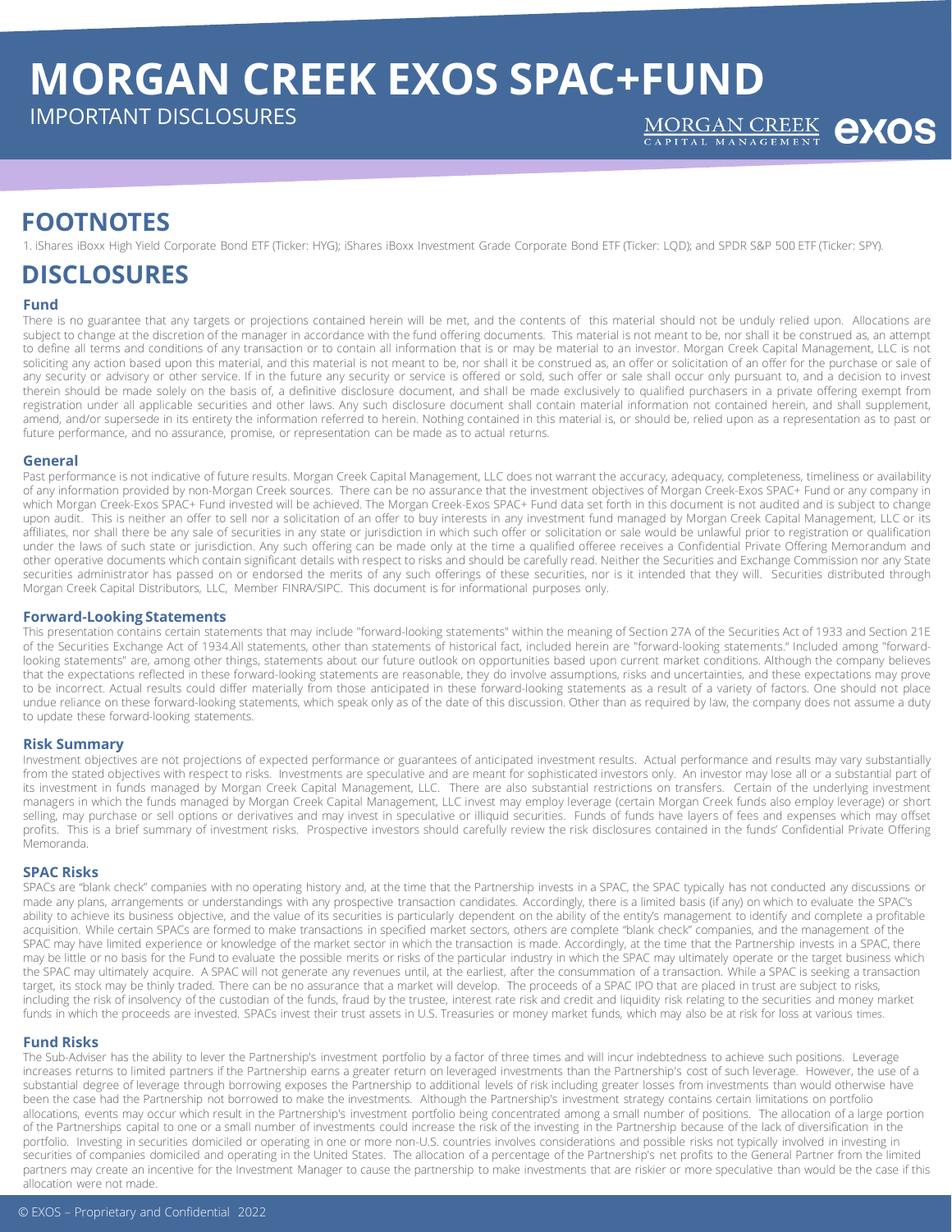# MORGAN CREEK EXOS SPAC+FUND

IMPORTANT DISCLOSURES

## FOOTNOTES

1. iShares iBoxx High Yield Corporate Bond ETF (Ticker: HYG); iShares iBoxx Investment Grade Corporate Bond ETF (Ticker: LQD); and SPDR S&P 500 ETF (Ticker: SPY).

## DISCLOSURES

### Fund

There is no guarantee that any targets or projections contained herein will be met, and the contents of this material should not be unduly relied upon. Allocations are subject to change at the discretion of the manager in accordance with the fund offering documents. This material is not meant to be, nor shall it be construed as, an attempt to define all terms and conditions of any transaction or to contain all information that is or may be material to an investor. Morgan Creek Capital Management, LLC is not soliciting any action based upon this material, and this material is not meant to be, nor shall it be construed as, an offer or solicitation of an offer for the purchase or sale of any security or advisory or other service. If in the future any security or service is offered or sold, such offer or sale shall occur only pursuant to, and a decision to invest therein should be made solely on the basis of, a definitive disclosure document, and shall be made exclusively to qualified purchasers in a private offering exempt from registration under all applicable securities and other laws. Any such disclosure document shall contain material information not contained herein, and shall supplement, amend, and/or supersede in its entirety the information referred to herein. Nothing contained in this material is, or should be, relied upon as a representation as to past or future performance, and no assurance, promise, or representation can be made as to actual returns.

### General

Past performance is not indicative of future results. Morgan Creek Capital Management, LLC does not warrant the accuracy, adequacy, completeness, timeliness or availability of any information provided by non-Morgan Creek sources. There can be no assurance that the investment objectives of Morgan Creek-Exos SPAC+ Fund or any company in which Morgan Creek-Exos SPAC+ Fund invested will be achieved. The Morgan Creek-Exos SPAC+ Fund data set forth in this document is not audited and is subject to change upon audit. This is neither an offer to sell nor a solicitation of an offer to buy interests in any investment fund managed by Morgan Creek Capital Management, LLC or its affiliates, nor shall there be any sale of securities in any state or jurisdiction in which such offer or solicitation or sale would be unlawful prior to registration or qualification under the laws of such state or jurisdiction. Any such offering can be made only at the time a qualified offeree receives a Confidential Private Offering Memorandum and other operative documents which contain significant details with respect to risks and should be carefully read. Neither the Securities and Exchange Commission nor any State securities administrator has passed on or endorsed the merits of any such offerings of these securities, nor is it intended that they will. Securities distributed through Morgan Creek Capital Distributors, LLC, Member FINRA/SIPC. This document is for informational purposes only.

### Forward-Looking Statements

This presentation contains certain statements that may include "forward-looking statements" within the meaning of Section 27A of the Securities Act of 1933 and Section 21E of the Securities Exchange Act of 1934.All statements, other than statements of historical fact, included herein are "forward-looking statements." Included among "forward-looking statements" are, among other things, statements about our future outlook on opportunities based upon current market conditions. Although the company believes that the expectations reflected in these forward-looking statements are reasonable, they do involve assumptions, risks and uncertainties, and these expectations may prove to be incorrect. Actual results could differ materially from those anticipated in these forward-looking statements as a result of a variety of factors. One should not place undue reliance on these forward-looking statements, which speak only as of the date of this discussion. Other than as required by law, the company does not assume a duty to update these forward-looking statements.

### Risk Summary

Investment objectives are not projections of expected performance or guarantees of anticipated investment results. Actual performance and results may vary substantially from the stated objectives with respect to risks. Investments are speculative and are meant for sophisticated investors only. An investor may lose all or a substantial part of its investment in funds managed by Morgan Creek Capital Management, LLC. There are also substantial restrictions on transfers. Certain of the underlying investment managers in which the funds managed by Morgan Creek Capital Management, LLC invest may employ leverage (certain Morgan Creek funds also employ leverage) or short selling, may purchase or sell options or derivatives and may invest in speculative or illiquid securities. Funds of funds have layers of fees and expenses which may offset profits. This is a brief summary of investment risks. Prospective investors should carefully review the risk disclosures contained in the funds' Confidential Private Offering Memoranda.

### SPAC Risks

SPACs are "blank check" companies with no operating history and, at the time that the Partnership invests in a SPAC, the SPAC typically has not conducted any discussions or made any plans, arrangements or understandings with any prospective transaction candidates. Accordingly, there is a limited basis (if any) on which to evaluate the SPAC's ability to achieve its business objective, and the value of its securities is particularly dependent on the ability of the entity's management to identify and complete a profitable acquisition. While certain SPACs are formed to make transactions in specified market sectors, others are complete "blank check" companies, and the management of the SPAC may have limited experience or knowledge of the market sector in which the transaction is made. Accordingly, at the time that the Partnership invests in a SPAC, there may be little or no basis for the Fund to evaluate the possible merits or risks of the particular industry in which the SPAC may ultimately operate or the target business which the SPAC may ultimately acquire. A SPAC will not generate any revenues until, at the earliest, after the consummation of a transaction. While a SPAC is seeking a transaction target, its stock may be thinly traded. There can be no assurance that a market will develop. The proceeds of a SPAC IPO that are placed in trust are subject to risks, including the risk of insolvency of the custodian of the funds, fraud by the trustee, interest rate risk and credit and liquidity risk relating to the securities and money market funds in which the proceeds are invested. SPACs invest their trust assets in U.S. Treasuries or money market funds, which may also be at risk for loss at various times.

### Fund Risks

The Sub-Adviser has the ability to lever the Partnership's investment portfolio by a factor of three times and will incur indebtedness to achieve such positions. Leverage increases returns to limited partners if the Partnership earns a greater return on leveraged investments than the Partnership's cost of such leverage. However, the use of a substantial degree of leverage through borrowing exposes the Partnership to additional levels of risk including greater losses from investments than would otherwise have been the case had the Partnership not borrowed to make the investments. Although the Partnership's investment strategy contains certain limitations on portfolio allocations, events may occur which result in the Partnership's investment portfolio being concentrated among a small number of positions. The allocation of a large portion of the Partnerships capital to one or a small number of investments could increase the risk of the investing in the Partnership because of the lack of diversification in the portfolio. Investing in securities domiciled or operating in one or more non-U.S. countries involves considerations and possible risks not typically involved in investing in securities of companies domiciled and operating in the United States. The allocation of a percentage of the Partnership's net profits to the General Partner from the limited partners may create an incentive for the Investment Manager to cause the partnership to make investments that are riskier or more speculative than would be the case if this allocation were not made.